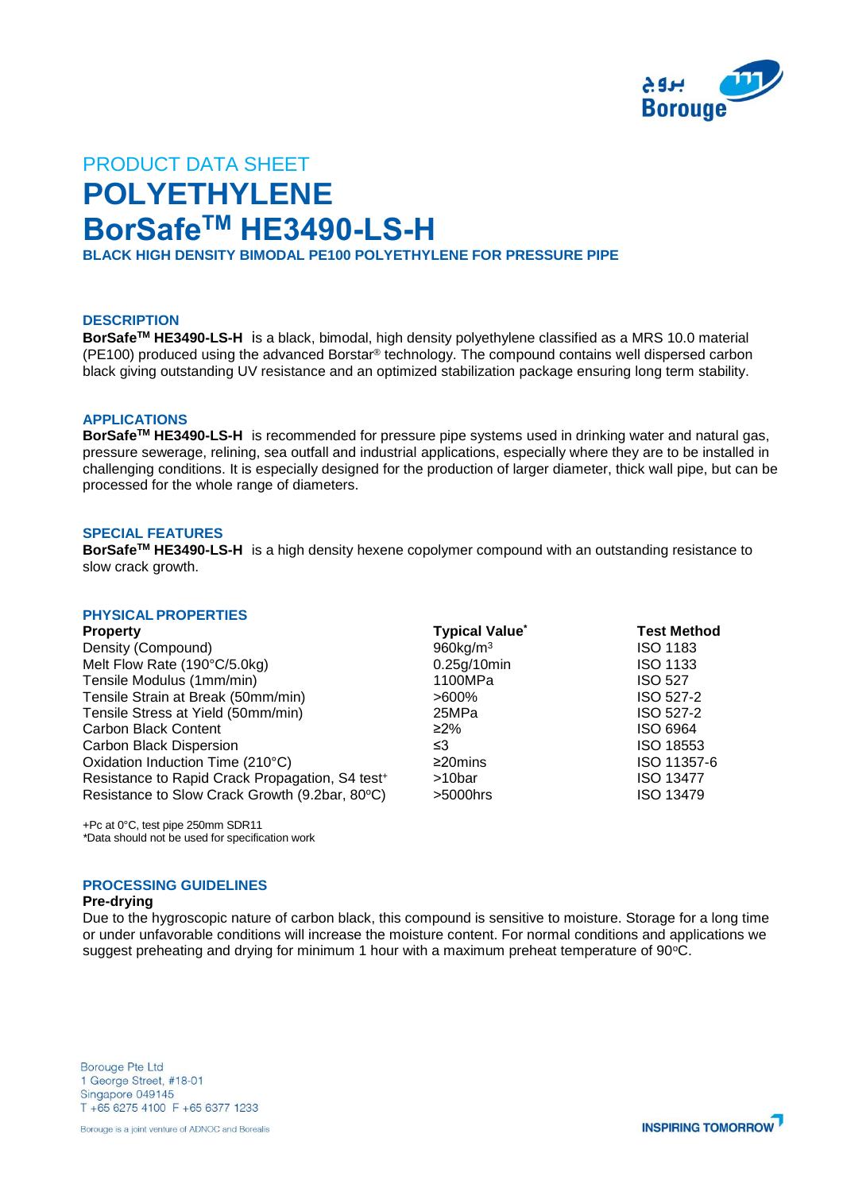PRODUCT DATA SHEET

# POLYETHYLENE

# BorSafe™ HE3490-LS-H

**BLACK HIGH DENSITY BIMODAL PE100 POLYETHYLENE FOR PRESSURE PIPE**

## DESCRIPTION

**BorSafe™ HE3490-LS-H** is a black, bimodal, high density polyethylene classified as a MRS 10.0 material (PE100) produced using the advanced Borstar® technology. The compound contains well dispersed carbon black giving outstanding UV resistance and an optimized stabilization package ensuring long term stability.

## APPLICATIONS

**BorSafe™ HE3490-LS-H** is recommended for pressure pipe systems used in drinking water and natural gas, pressure sewerage, relining, sea outfall and industrial applications, especially where they are to be installed in challenging conditions. It is especially designed for the production of larger diameter, thick wall pipe, but can be processed for the whole range of diameters.

## SPECIAL FEATURES

**BorSafe™ HE3490-LS-H** is a high density hexene copolymer compound with an outstanding resistance to slow crack growth.

## PHYSICAL PROPERTIES

| Property | Typical Value* | Test Method |
|---|---|---|
| Density (Compound) | 960kg/m³ | ISO 1183 |
| Melt Flow Rate (190°C/5.0kg) | 0.25g/10min | ISO 1133 |
| Tensile Modulus (1mm/min) | 1100MPa | ISO 527 |
| Tensile Strain at Break (50mm/min) | >600% | ISO 527-2 |
| Tensile Stress at Yield (50mm/min) | 25MPa | ISO 527-2 |
| Carbon Black Content | ≥2% | ISO 6964 |
| Carbon Black Dispersion | ≤3 | ISO 18553 |
| Oxidation Induction Time (210°C) | ≥20mins | ISO 11357-6 |
| Resistance to Rapid Crack Propagation, S4 test+ | >10bar | ISO 13477 |
| Resistance to Slow Crack Growth (9.2bar, 80°C) | >5000hrs | ISO 13479 |

+Pc at 0°C, test pipe 250mm SDR11
*Data should not be used for specification work

## PROCESSING GUIDELINES

**Pre-drying**

Due to the hygroscopic nature of carbon black, this compound is sensitive to moisture. Storage for a long time or under unfavorable conditions will increase the moisture content. For normal conditions and applications we suggest preheating and drying for minimum 1 hour with a maximum preheat temperature of 90°C.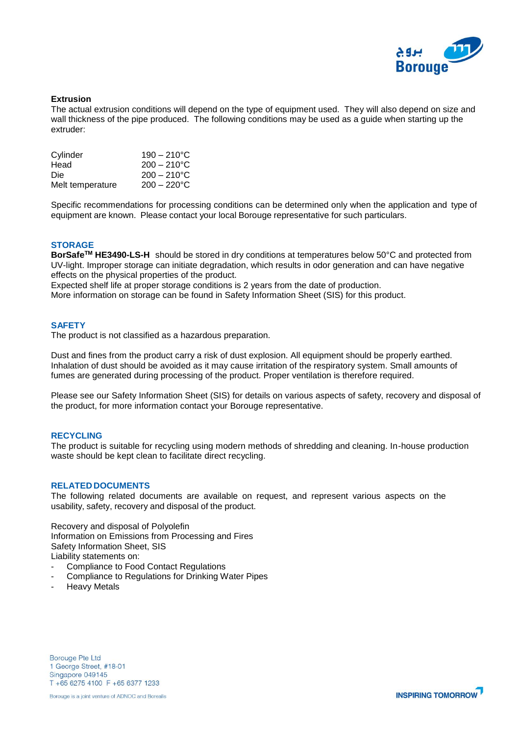**Extrusion**

The actual extrusion conditions will depend on the type of equipment used. They will also depend on size and wall thickness of the pipe produced. The following conditions may be used as a guide when starting up the extruder:

| | |
|---|---|
| Cylinder | 190 – 210°C |
| Head | 200 – 210°C |
| Die | 200 – 210°C |
| Melt temperature | 200 – 220°C |

Specific recommendations for processing conditions can be determined only when the application and type of equipment are known. Please contact your local Borouge representative for such particulars.

## STORAGE

**BorSafe™ HE3490-LS-H** should be stored in dry conditions at temperatures below 50°C and protected from UV-light. Improper storage can initiate degradation, which results in odor generation and can have negative effects on the physical properties of the product.
Expected shelf life at proper storage conditions is 2 years from the date of production.
More information on storage can be found in Safety Information Sheet (SIS) for this product.

## SAFETY

The product is not classified as a hazardous preparation.

Dust and fines from the product carry a risk of dust explosion. All equipment should be properly earthed. Inhalation of dust should be avoided as it may cause irritation of the respiratory system. Small amounts of fumes are generated during processing of the product. Proper ventilation is therefore required.

Please see our Safety Information Sheet (SIS) for details on various aspects of safety, recovery and disposal of the product, for more information contact your Borouge representative.

## RECYCLING

The product is suitable for recycling using modern methods of shredding and cleaning. In-house production waste should be kept clean to facilitate direct recycling.

## RELATED DOCUMENTS

The following related documents are available on request, and represent various aspects on the usability, safety, recovery and disposal of the product.

Recovery and disposal of Polyolefin
Information on Emissions from Processing and Fires
Safety Information Sheet, SIS
Liability statements on:

- Compliance to Food Contact Regulations
- Compliance to Regulations for Drinking Water Pipes
- Heavy Metals

Borouge Pte Ltd
1 George Street, #18-01
Singapore 049145
T +65 6275 4100 F +65 6377 1233

Borouge is a joint venture of ADNOC and Borealis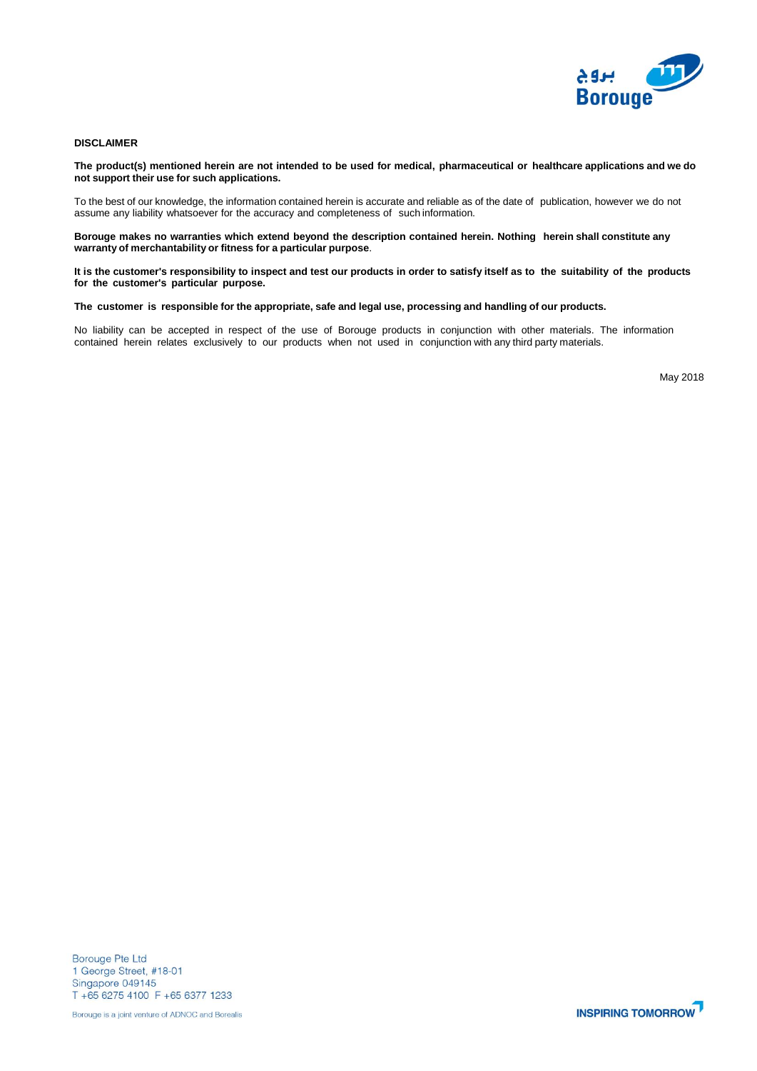**DISCLAIMER**

**The product(s) mentioned herein are not intended to be used for medical, pharmaceutical or healthcare applications and we do not support their use for such applications.**

To the best of our knowledge, the information contained herein is accurate and reliable as of the date of publication, however we do not assume any liability whatsoever for the accuracy and completeness of such information.

**Borouge makes no warranties which extend beyond the description contained herein. Nothing herein shall constitute any warranty of merchantability or fitness for a particular purpose**.

**It is the customer's responsibility to inspect and test our products in order to satisfy itself as to the suitability of the products for the customer's particular purpose.**

**The customer is responsible for the appropriate, safe and legal use, processing and handling of our products.**

No liability can be accepted in respect of the use of Borouge products in conjunction with other materials. The information contained herein relates exclusively to our products when not used in conjunction with any third party materials.

May 2018

Borouge Pte Ltd
1 George Street, #18-01
Singapore 049145
T +65 6275 4100 F +65 6377 1233

Borouge is a joint venture of ADNOC and Borealis

INSPIRING TOMORROW